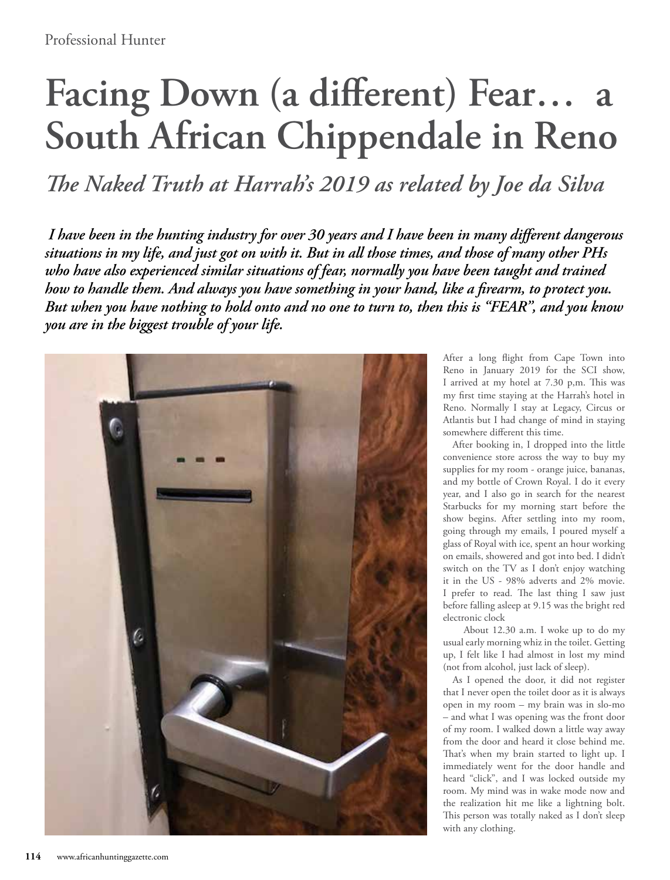# Facing Down (a different) Fear… a South African Chippendale in Reno

## *The Naked Truth at Harrah's 2019 as related by Joe da Silva*

***I have been in the hunting industry for over 30 years and I have been in many different dangerous situations in my life, and just got on with it. But in all those times, and those of many other PHs who have also experienced similar situations of fear, normally you have been taught and trained how to handle them. And always you have something in your hand, like a firearm, to protect you. But when you have nothing to hold onto and no one to turn to, then this is "FEAR", and you know you are in the biggest trouble of your life.***

After a long flight from Cape Town into Reno in January 2019 for the SCI show, I arrived at my hotel at 7.30 p,m. This was my first time staying at the Harrah's hotel in Reno. Normally I stay at Legacy, Circus or Atlantis but I had change of mind in staying somewhere different this time.

After booking in, I dropped into the little convenience store across the way to buy my supplies for my room - orange juice, bananas, and my bottle of Crown Royal. I do it every year, and I also go in search for the nearest Starbucks for my morning start before the show begins. After settling into my room, going through my emails, I poured myself a glass of Royal with ice, spent an hour working on emails, showered and got into bed. I didn't switch on the TV as I don't enjoy watching it in the US - 98% adverts and 2% movie. I prefer to read. The last thing I saw just before falling asleep at 9.15 was the bright red electronic clock

About 12.30 a.m. I woke up to do my usual early morning whiz in the toilet. Getting up, I felt like I had almost in lost my mind (not from alcohol, just lack of sleep).

As I opened the door, it did not register that I never open the toilet door as it is always open in my room – my brain was in slo-mo – and what I was opening was the front door of my room. I walked down a little way away from the door and heard it close behind me. That's when my brain started to light up. I immediately went for the door handle and heard "click", and I was locked outside my room. My mind was in wake mode now and the realization hit me like a lightning bolt. This person was totally naked as I don't sleep with any clothing.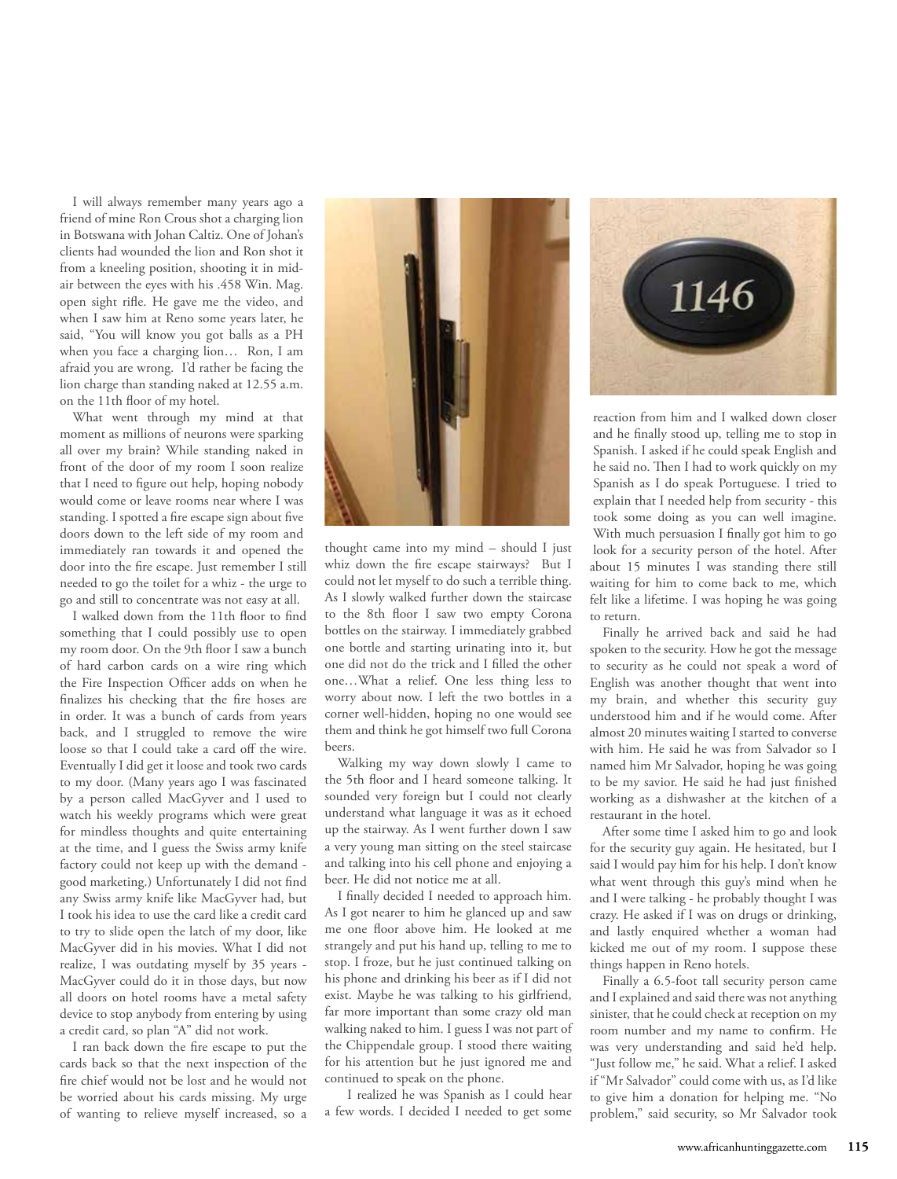I will always remember many years ago a friend of mine Ron Crous shot a charging lion in Botswana with Johan Caltiz. One of Johan's clients had wounded the lion and Ron shot it from a kneeling position, shooting it in mid-air between the eyes with his .458 Win. Mag. open sight rifle. He gave me the video, and when I saw him at Reno some years later, he said, "You will know you got balls as a PH when you face a charging lion… Ron, I am afraid you are wrong. I'd rather be facing the lion charge than standing naked at 12.55 a.m. on the 11th floor of my hotel.

What went through my mind at that moment as millions of neurons were sparking all over my brain? While standing naked in front of the door of my room I soon realize that I need to figure out help, hoping nobody would come or leave rooms near where I was standing. I spotted a fire escape sign about five doors down to the left side of my room and immediately ran towards it and opened the door into the fire escape. Just remember I still needed to go the toilet for a whiz - the urge to go and still to concentrate was not easy at all.

I walked down from the 11th floor to find something that I could possibly use to open my room door. On the 9th floor I saw a bunch of hard carbon cards on a wire ring which the Fire Inspection Officer adds on when he finalizes his checking that the fire hoses are in order. It was a bunch of cards from years back, and I struggled to remove the wire loose so that I could take a card off the wire. Eventually I did get it loose and took two cards to my door. (Many years ago I was fascinated by a person called MacGyver and I used to watch his weekly programs which were great for mindless thoughts and quite entertaining at the time, and I guess the Swiss army knife factory could not keep up with the demand - good marketing.) Unfortunately I did not find any Swiss army knife like MacGyver had, but I took his idea to use the card like a credit card to try to slide open the latch of my door, like MacGyver did in his movies. What I did not realize, I was outdating myself by 35 years - MacGyver could do it in those days, but now all doors on hotel rooms have a metal safety device to stop anybody from entering by using a credit card, so plan "A" did not work.

I ran back down the fire escape to put the cards back so that the next inspection of the fire chief would not be lost and he would not be worried about his cards missing. My urge of wanting to relieve myself increased, so a thought came into my mind – should I just whiz down the fire escape stairways? But I could not let myself to do such a terrible thing. As I slowly walked further down the staircase to the 8th floor I saw two empty Corona bottles on the stairway. I immediately grabbed one bottle and starting urinating into it, but one did not do the trick and I filled the other one…What a relief. One less thing less to worry about now. I left the two bottles in a corner well-hidden, hoping no one would see them and think he got himself two full Corona beers.

Walking my way down slowly I came to the 5th floor and I heard someone talking. It sounded very foreign but I could not clearly understand what language it was as it echoed up the stairway. As I went further down I saw a very young man sitting on the steel staircase and talking into his cell phone and enjoying a beer. He did not notice me at all.

I finally decided I needed to approach him. As I got nearer to him he glanced up and saw me one floor above him. He looked at me strangely and put his hand up, telling to me to stop. I froze, but he just continued talking on his phone and drinking his beer as if I did not exist. Maybe he was talking to his girlfriend, far more important than some crazy old man walking naked to him. I guess I was not part of the Chippendale group. I stood there waiting for his attention but he just ignored me and continued to speak on the phone.

I realized he was Spanish as I could hear a few words. I decided I needed to get some reaction from him and I walked down closer and he finally stood up, telling me to stop in Spanish. I asked if he could speak English and he said no. Then I had to work quickly on my Spanish as I do speak Portuguese. I tried to explain that I needed help from security - this took some doing as you can well imagine. With much persuasion I finally got him to go look for a security person of the hotel. After about 15 minutes I was standing there still waiting for him to come back to me, which felt like a lifetime. I was hoping he was going to return.

Finally he arrived back and said he had spoken to the security. How he got the message to security as he could not speak a word of English was another thought that went into my brain, and whether this security guy understood him and if he would come. After almost 20 minutes waiting I started to converse with him. He said he was from Salvador so I named him Mr Salvador, hoping he was going to be my savior. He said he had just finished working as a dishwasher at the kitchen of a restaurant in the hotel.

After some time I asked him to go and look for the security guy again. He hesitated, but I said I would pay him for his help. I don't know what went through this guy's mind when he and I were talking - he probably thought I was crazy. He asked if I was on drugs or drinking, and lastly enquired whether a woman had kicked me out of my room. I suppose these things happen in Reno hotels.

Finally a 6.5-foot tall security person came and I explained and said there was not anything sinister, that he could check at reception on my room number and my name to confirm. He was very understanding and said he'd help. "Just follow me," he said. What a relief. I asked if "Mr Salvador" could come with us, as I'd like to give him a donation for helping me. "No problem," said security, so Mr Salvador took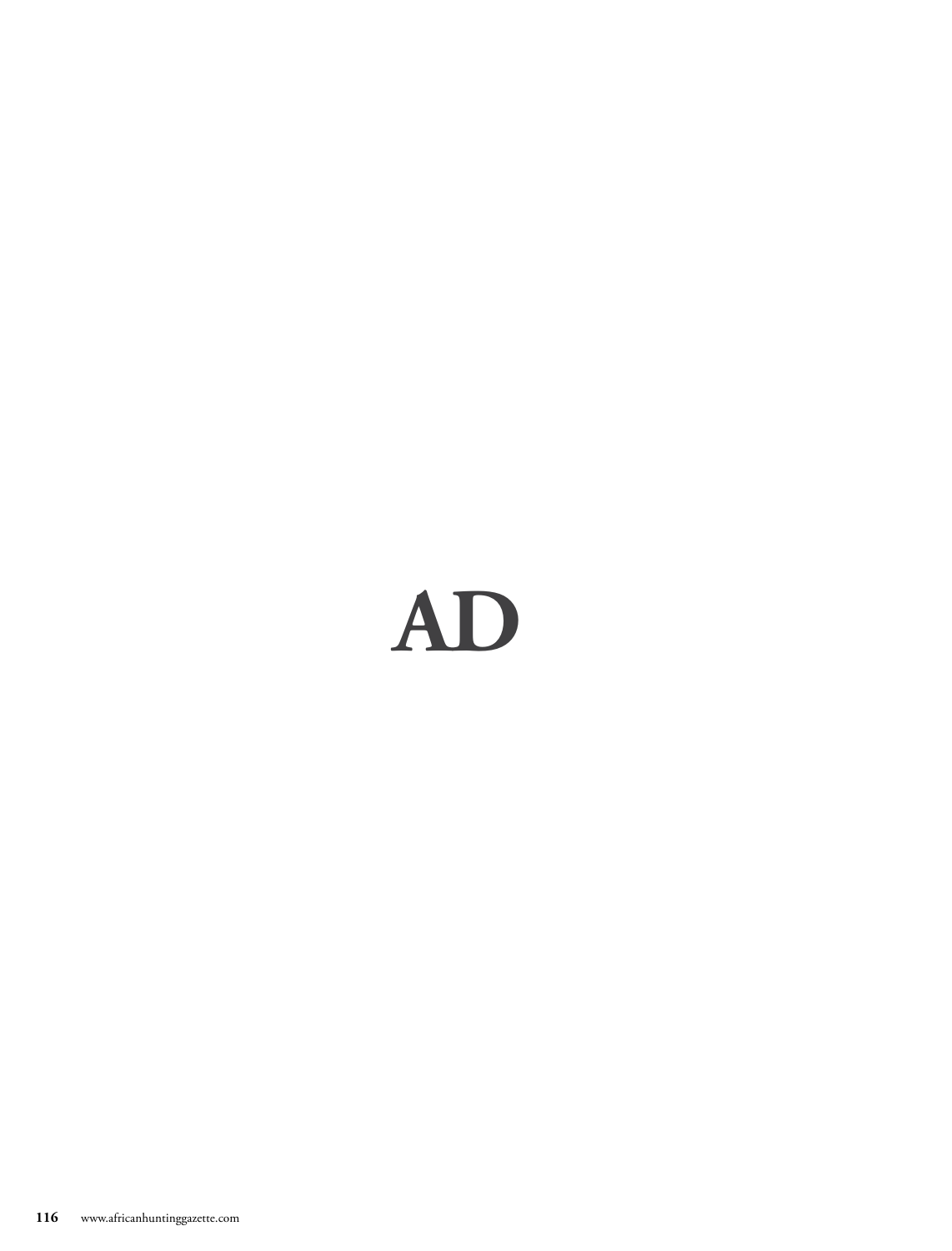AD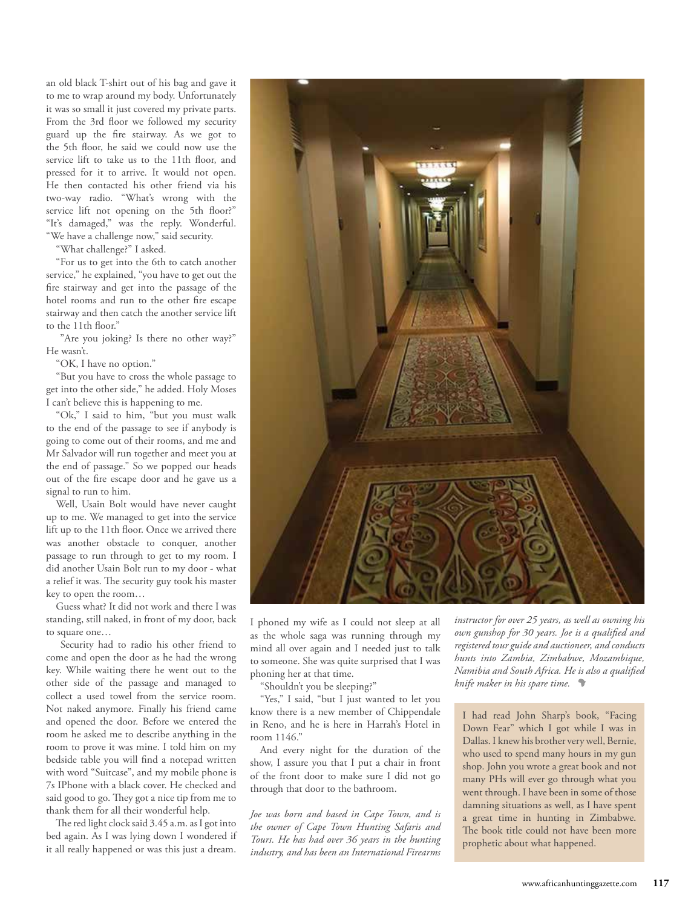an old black T-shirt out of his bag and gave it to me to wrap around my body. Unfortunately it was so small it just covered my private parts. From the 3rd floor we followed my security guard up the fire stairway. As we got to the 5th floor, he said we could now use the service lift to take us to the 11th floor, and pressed for it to arrive. It would not open. He then contacted his other friend via his two-way radio. "What's wrong with the service lift not opening on the 5th floor?" "It's damaged," was the reply. Wonderful. "We have a challenge now," said security.

"What challenge?" I asked.

"For us to get into the 6th to catch another service," he explained, "you have to get out the fire stairway and get into the passage of the hotel rooms and run to the other fire escape stairway and then catch the another service lift to the 11th floor."

"Are you joking? Is there no other way?" He wasn't.

"OK, I have no option."

"But you have to cross the whole passage to get into the other side," he added. Holy Moses I can't believe this is happening to me.

"Ok," I said to him, "but you must walk to the end of the passage to see if anybody is going to come out of their rooms, and me and Mr Salvador will run together and meet you at the end of passage." So we popped our heads out of the fire escape door and he gave us a signal to run to him.

Well, Usain Bolt would have never caught up to me. We managed to get into the service lift up to the 11th floor. Once we arrived there was another obstacle to conquer, another passage to run through to get to my room. I did another Usain Bolt run to my door - what a relief it was. The security guy took his master key to open the room…

Guess what? It did not work and there I was standing, still naked, in front of my door, back to square one…

Security had to radio his other friend to come and open the door as he had the wrong key. While waiting there he went out to the other side of the passage and managed to collect a used towel from the service room. Not naked anymore. Finally his friend came and opened the door. Before we entered the room he asked me to describe anything in the room to prove it was mine. I told him on my bedside table you will find a notepad written with word "Suitcase", and my mobile phone is 7s IPhone with a black cover. He checked and said good to go. They got a nice tip from me to thank them for all their wonderful help.

The red light clock said 3.45 a.m. as I got into bed again. As I was lying down I wondered if it all really happened or was this just a dream.

I phoned my wife as I could not sleep at all as the whole saga was running through my mind all over again and I needed just to talk to someone. She was quite surprised that I was phoning her at that time.

"Shouldn't you be sleeping?"

"Yes," I said, "but I just wanted to let you know there is a new member of Chippendale in Reno, and he is here in Harrah's Hotel in room 1146."

And every night for the duration of the show, I assure you that I put a chair in front of the front door to make sure I did not go through that door to the bathroom.

*Joe was born and based in Cape Town, and is the owner of Cape Town Hunting Safaris and Tours. He has had over 36 years in the hunting industry, and has been an International Firearms instructor for over 25 years, as well as owning his own gunshop for 30 years. Joe is a qualified and registered tour guide and auctioneer, and conducts hunts into Zambia, Zimbabwe, Mozambique, Namibia and South Africa. He is also a qualified knife maker in his spare time.*

I had read John Sharp's book, "Facing Down Fear" which I got while I was in Dallas. I knew his brother very well, Bernie, who used to spend many hours in my gun shop. John you wrote a great book and not many PHs will ever go through what you went through. I have been in some of those damning situations as well, as I have spent a great time in hunting in Zimbabwe. The book title could not have been more prophetic about what happened.